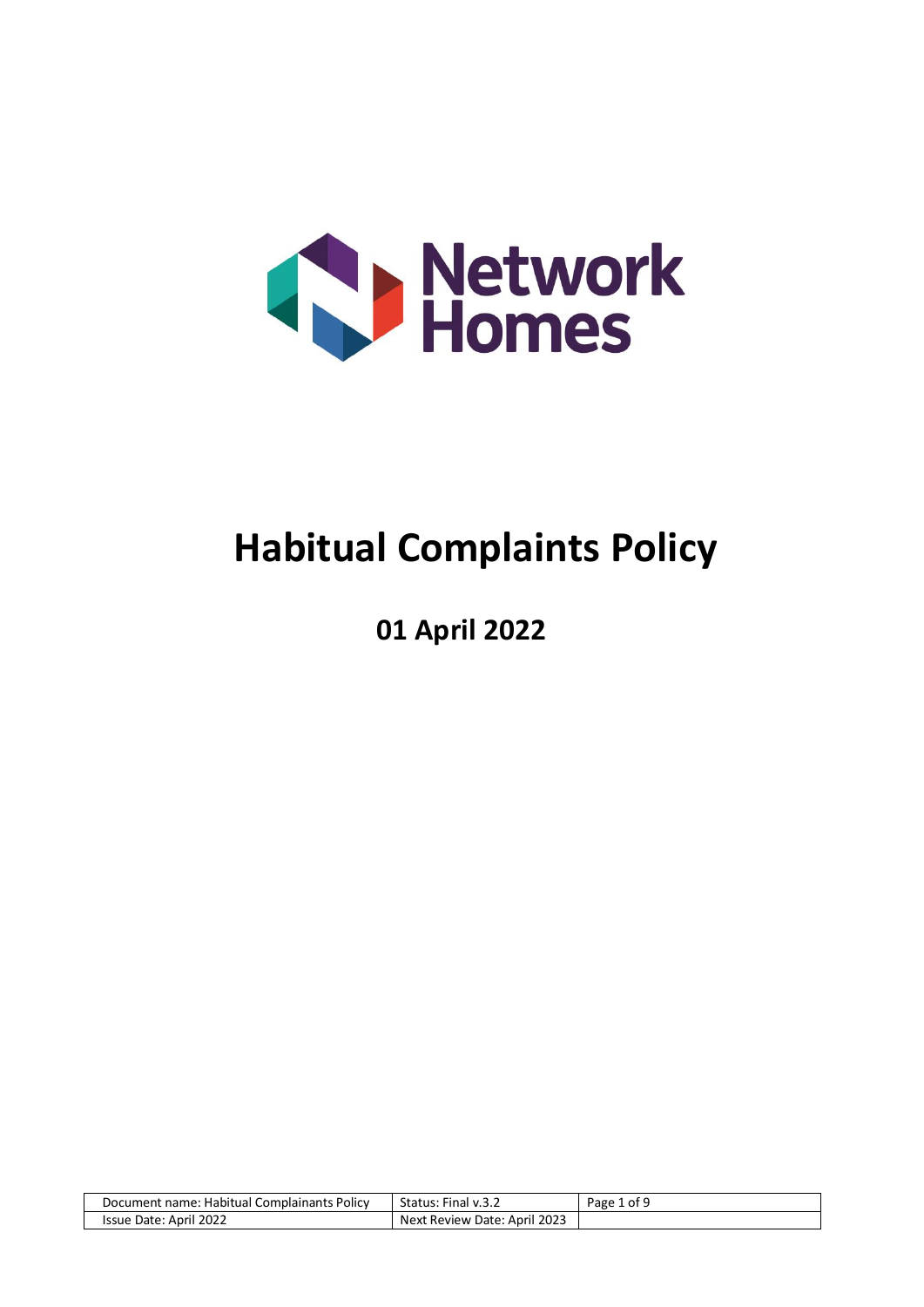Network Homes

# Habitual Complaints Policy

## 01 April 2022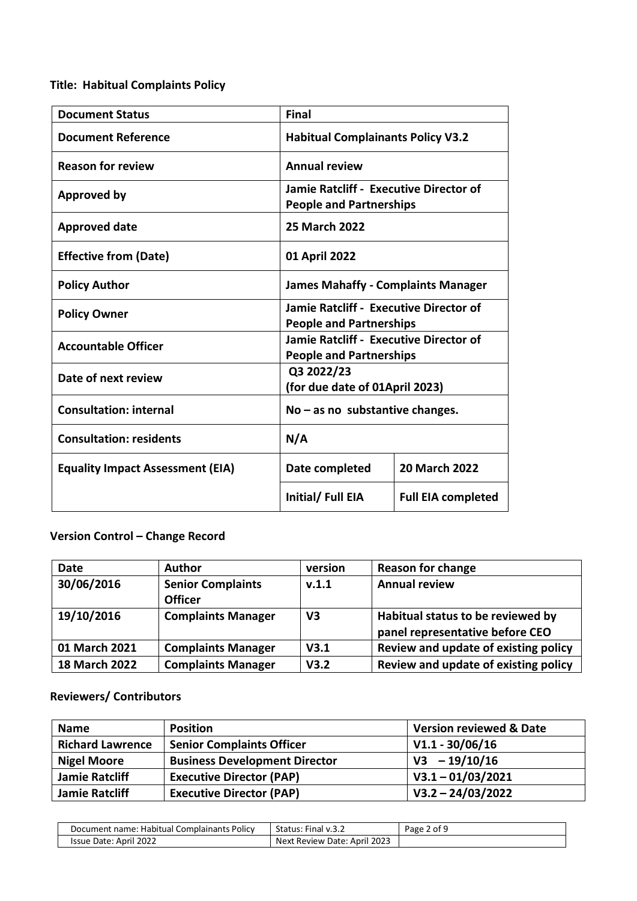**Title: Habitual Complaints Policy**

| Document Status | Final | |
|---|---|---|
| Document Reference | Habitual Complainants Policy V3.2 | |
| Reason for review | Annual review | |
| Approved by | Jamie Ratcliff - Executive Director of People and Partnerships | |
| Approved date | 25 March 2022 | |
| Effective from (Date) | 01 April 2022 | |
| Policy Author | James Mahaffy - Complaints Manager | |
| Policy Owner | Jamie Ratcliff - Executive Director of People and Partnerships | |
| Accountable Officer | Jamie Ratcliff - Executive Director of People and Partnerships | |
| Date of next review | Q3 2022/23 (for due date of 01April 2023) | |
| Consultation: internal | No – as no substantive changes. | |
| Consultation: residents | N/A | |
| Equality Impact Assessment (EIA) | Date completed | 20 March 2022 |
| | Initial/ Full EIA | Full EIA completed |

**Version Control – Change Record**

| Date | Author | version | Reason for change |
|---|---|---|---|
| 30/06/2016 | Senior Complaints Officer | v.1.1 | Annual review |
| 19/10/2016 | Complaints Manager | V3 | Habitual status to be reviewed by panel representative before CEO |
| 01 March 2021 | Complaints Manager | V3.1 | Review and update of existing policy |
| 18 March 2022 | Complaints Manager | V3.2 | Review and update of existing policy |

**Reviewers/ Contributors**

| Name | Position | Version reviewed & Date |
|---|---|---|
| Richard Lawrence | Senior Complaints Officer | V1.1 - 30/06/16 |
| Nigel Moore | Business Development Director | V3 – 19/10/16 |
| Jamie Ratcliff | Executive Director (PAP) | V3.1 – 01/03/2021 |
| Jamie Ratcliff | Executive Director (PAP) | V3.2 – 24/03/2022 |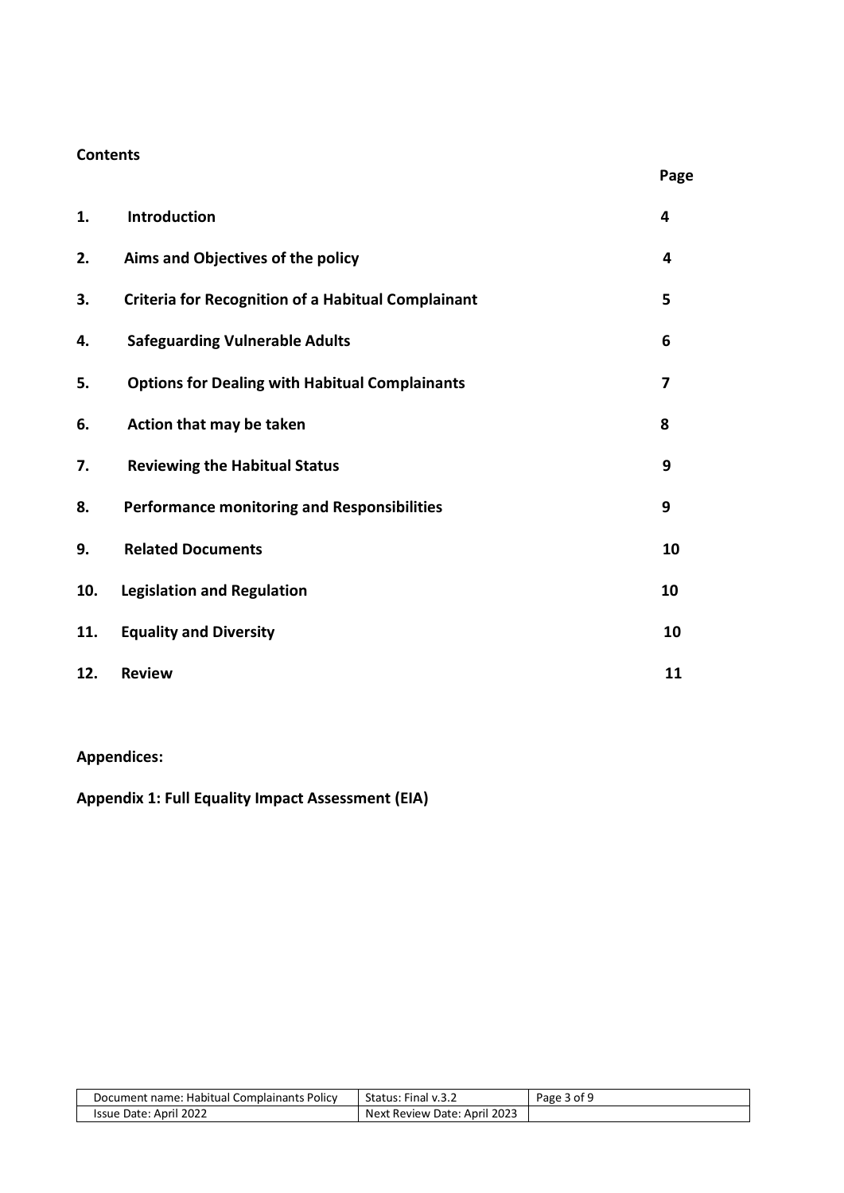**Contents**

| | | Page |
|---|---|---|
| 1. | **Introduction** | 4 |
| 2. | **Aims and Objectives of the policy** | 4 |
| 3. | **Criteria for Recognition of a Habitual Complainant** | 5 |
| 4. | **Safeguarding Vulnerable Adults** | 6 |
| 5. | **Options for Dealing with Habitual Complainants** | 7 |
| 6. | **Action that may be taken** | 8 |
| 7. | **Reviewing the Habitual Status** | 9 |
| 8. | **Performance monitoring and Responsibilities** | 9 |
| 9. | **Related Documents** | 10 |
| 10. | **Legislation and Regulation** | 10 |
| 11. | **Equality and Diversity** | 10 |
| 12. | **Review** | 11 |

**Appendices:**

**Appendix 1: Full Equality Impact Assessment (EIA)**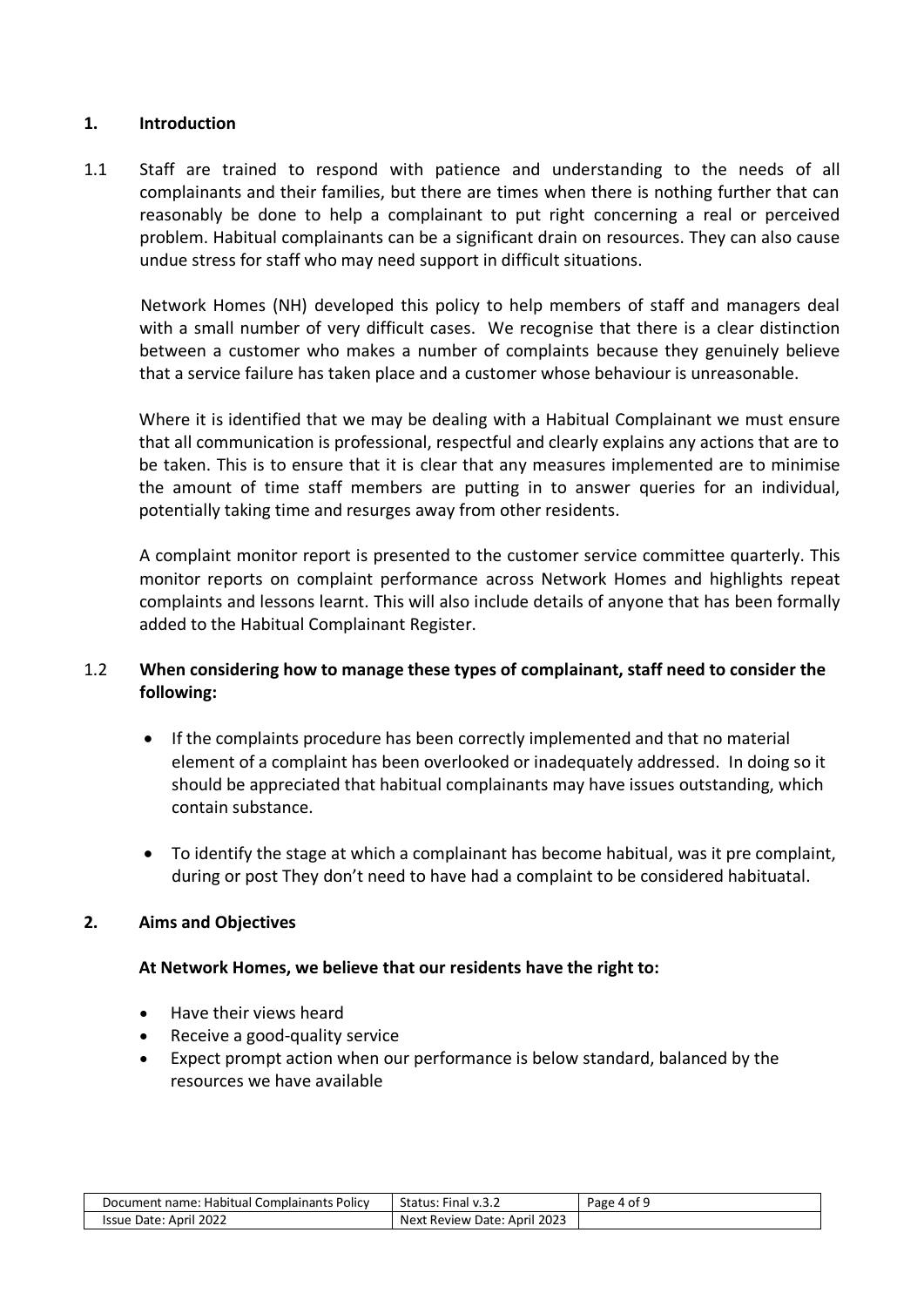## 1. Introduction

1.1 Staff are trained to respond with patience and understanding to the needs of all complainants and their families, but there are times when there is nothing further that can reasonably be done to help a complainant to put right concerning a real or perceived problem. Habitual complainants can be a significant drain on resources. They can also cause undue stress for staff who may need support in difficult situations.

Network Homes (NH) developed this policy to help members of staff and managers deal with a small number of very difficult cases. We recognise that there is a clear distinction between a customer who makes a number of complaints because they genuinely believe that a service failure has taken place and a customer whose behaviour is unreasonable.

Where it is identified that we may be dealing with a Habitual Complainant we must ensure that all communication is professional, respectful and clearly explains any actions that are to be taken. This is to ensure that it is clear that any measures implemented are to minimise the amount of time staff members are putting in to answer queries for an individual, potentially taking time and resurges away from other residents.

A complaint monitor report is presented to the customer service committee quarterly. This monitor reports on complaint performance across Network Homes and highlights repeat complaints and lessons learnt. This will also include details of anyone that has been formally added to the Habitual Complainant Register.

1.2 **When considering how to manage these types of complainant, staff need to consider the following:**

- If the complaints procedure has been correctly implemented and that no material element of a complaint has been overlooked or inadequately addressed. In doing so it should be appreciated that habitual complainants may have issues outstanding, which contain substance.
- To identify the stage at which a complainant has become habitual, was it pre complaint, during or post They don't need to have had a complaint to be considered habituatal.

## 2. Aims and Objectives

**At Network Homes, we believe that our residents have the right to:**

- Have their views heard
- Receive a good-quality service
- Expect prompt action when our performance is below standard, balanced by the resources we have available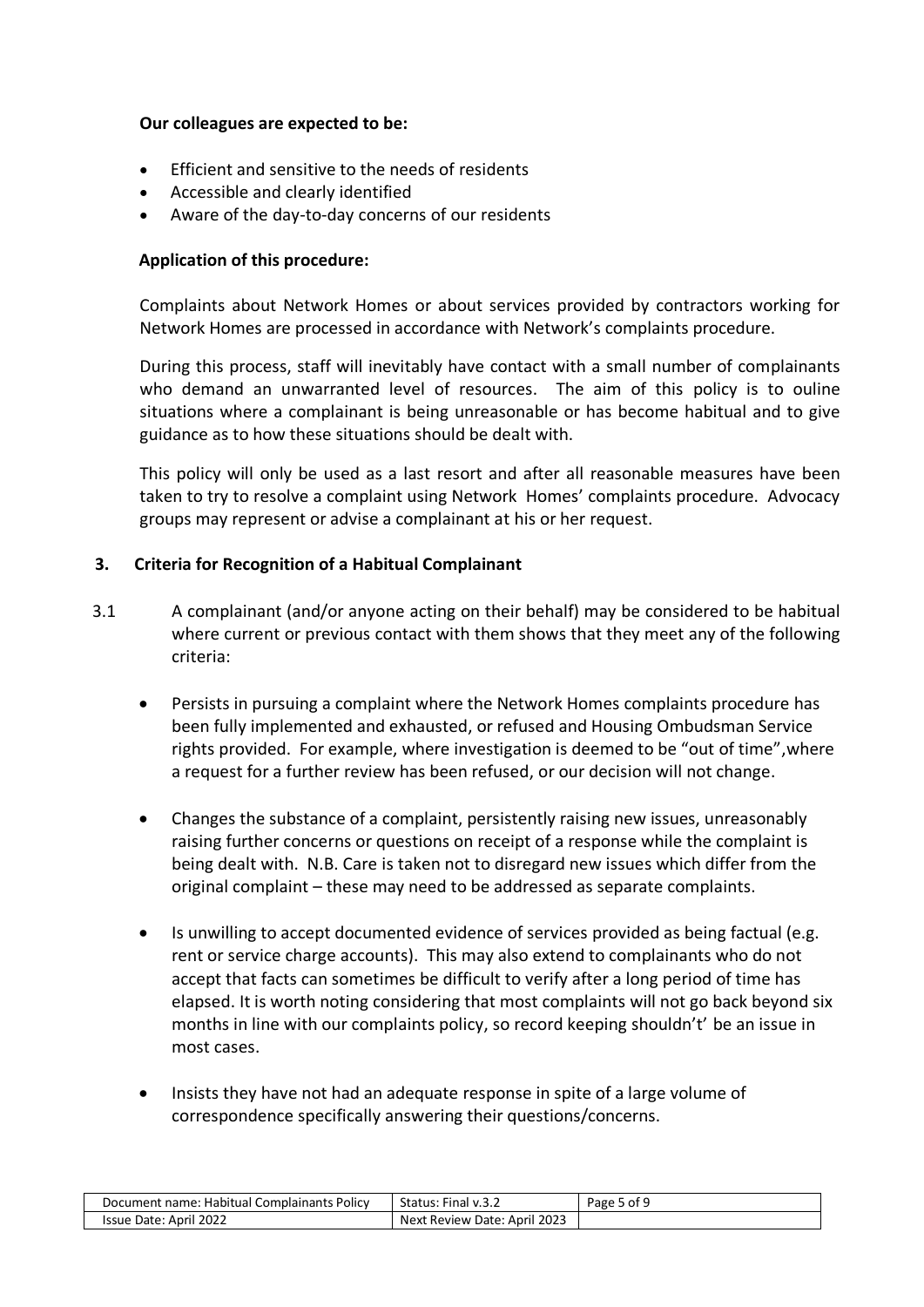**Our colleagues are expected to be:**

- Efficient and sensitive to the needs of residents
- Accessible and clearly identified
- Aware of the day-to-day concerns of our residents

**Application of this procedure:**

Complaints about Network Homes or about services provided by contractors working for Network Homes are processed in accordance with Network's complaints procedure.

During this process, staff will inevitably have contact with a small number of complainants who demand an unwarranted level of resources. The aim of this policy is to ouline situations where a complainant is being unreasonable or has become habitual and to give guidance as to how these situations should be dealt with.

This policy will only be used as a last resort and after all reasonable measures have been taken to try to resolve a complaint using Network Homes' complaints procedure. Advocacy groups may represent or advise a complainant at his or her request.

## 3. Criteria for Recognition of a Habitual Complainant

3.1 A complainant (and/or anyone acting on their behalf) may be considered to be habitual where current or previous contact with them shows that they meet any of the following criteria:

- Persists in pursuing a complaint where the Network Homes complaints procedure has been fully implemented and exhausted, or refused and Housing Ombudsman Service rights provided. For example, where investigation is deemed to be "out of time",where a request for a further review has been refused, or our decision will not change.

- Changes the substance of a complaint, persistently raising new issues, unreasonably raising further concerns or questions on receipt of a response while the complaint is being dealt with. N.B. Care is taken not to disregard new issues which differ from the original complaint – these may need to be addressed as separate complaints.

- Is unwilling to accept documented evidence of services provided as being factual (e.g. rent or service charge accounts). This may also extend to complainants who do not accept that facts can sometimes be difficult to verify after a long period of time has elapsed. It is worth noting considering that most complaints will not go back beyond six months in line with our complaints policy, so record keeping shouldn't' be an issue in most cases.

- Insists they have not had an adequate response in spite of a large volume of correspondence specifically answering their questions/concerns.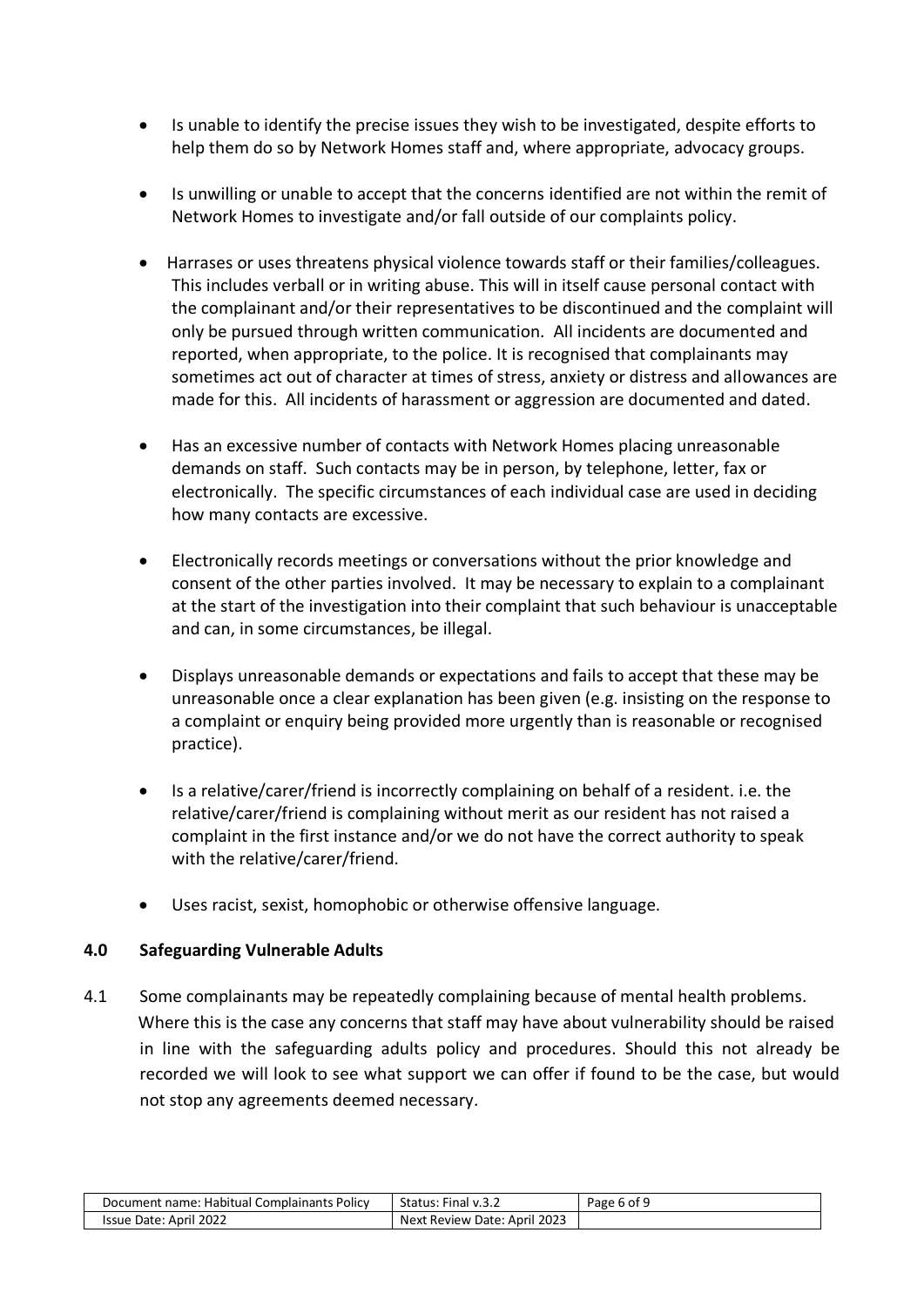- Is unable to identify the precise issues they wish to be investigated, despite efforts to help them do so by Network Homes staff and, where appropriate, advocacy groups.

- Is unwilling or unable to accept that the concerns identified are not within the remit of Network Homes to investigate and/or fall outside of our complaints policy.

- Harrases or uses threatens physical violence towards staff or their families/colleagues. This includes verball or in writing abuse. This will in itself cause personal contact with the complainant and/or their representatives to be discontinued and the complaint will only be pursued through written communication. All incidents are documented and reported, when appropriate, to the police. It is recognised that complainants may sometimes act out of character at times of stress, anxiety or distress and allowances are made for this. All incidents of harassment or aggression are documented and dated.

- Has an excessive number of contacts with Network Homes placing unreasonable demands on staff. Such contacts may be in person, by telephone, letter, fax or electronically. The specific circumstances of each individual case are used in deciding how many contacts are excessive.

- Electronically records meetings or conversations without the prior knowledge and consent of the other parties involved. It may be necessary to explain to a complainant at the start of the investigation into their complaint that such behaviour is unacceptable and can, in some circumstances, be illegal.

- Displays unreasonable demands or expectations and fails to accept that these may be unreasonable once a clear explanation has been given (e.g. insisting on the response to a complaint or enquiry being provided more urgently than is reasonable or recognised practice).

- Is a relative/carer/friend is incorrectly complaining on behalf of a resident. i.e. the relative/carer/friend is complaining without merit as our resident has not raised a complaint in the first instance and/or we do not have the correct authority to speak with the relative/carer/friend.

- Uses racist, sexist, homophobic or otherwise offensive language.

## 4.0 Safeguarding Vulnerable Adults

4.1 Some complainants may be repeatedly complaining because of mental health problems. Where this is the case any concerns that staff may have about vulnerability should be raised in line with the safeguarding adults policy and procedures. Should this not already be recorded we will look to see what support we can offer if found to be the case, but would not stop any agreements deemed necessary.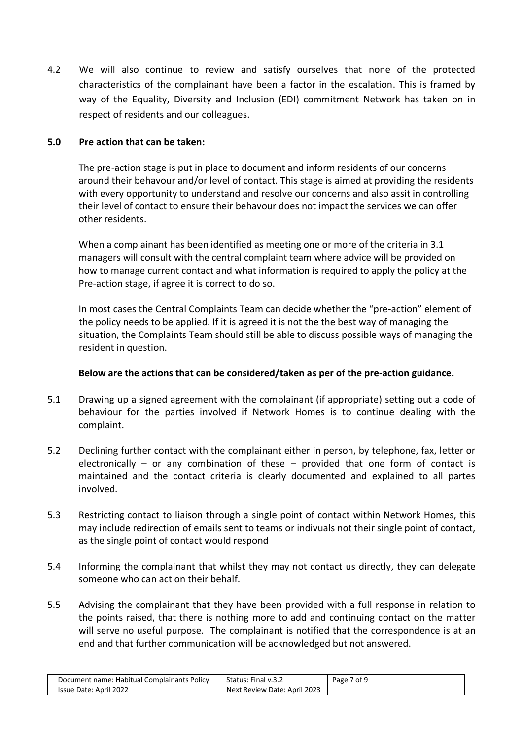4.2 We will also continue to review and satisfy ourselves that none of the protected characteristics of the complainant have been a factor in the escalation. This is framed by way of the Equality, Diversity and Inclusion (EDI) commitment Network has taken on in respect of residents and our colleagues.

## 5.0 Pre action that can be taken:

The pre-action stage is put in place to document and inform residents of our concerns around their behavour and/or level of contact. This stage is aimed at providing the residents with every opportunity to understand and resolve our concerns and also assit in controlling their level of contact to ensure their behavour does not impact the services we can offer other residents.

When a complainant has been identified as meeting one or more of the criteria in 3.1 managers will consult with the central complaint team where advice will be provided on how to manage current contact and what information is required to apply the policy at the Pre-action stage, if agree it is correct to do so.

In most cases the Central Complaints Team can decide whether the "pre-action" element of the policy needs to be applied. If it is agreed it is not the the best way of managing the situation, the Complaints Team should still be able to discuss possible ways of managing the resident in question.

**Below are the actions that can be considered/taken as per of the pre-action guidance.**

5.1 Drawing up a signed agreement with the complainant (if appropriate) setting out a code of behaviour for the parties involved if Network Homes is to continue dealing with the complaint.

5.2 Declining further contact with the complainant either in person, by telephone, fax, letter or electronically – or any combination of these – provided that one form of contact is maintained and the contact criteria is clearly documented and explained to all partes involved.

5.3 Restricting contact to liaison through a single point of contact within Network Homes, this may include redirection of emails sent to teams or indivuals not their single point of contact, as the single point of contact would respond

5.4 Informing the complainant that whilst they may not contact us directly, they can delegate someone who can act on their behalf.

5.5 Advising the complainant that they have been provided with a full response in relation to the points raised, that there is nothing more to add and continuing contact on the matter will serve no useful purpose. The complainant is notified that the correspondence is at an end and that further communication will be acknowledged but not answered.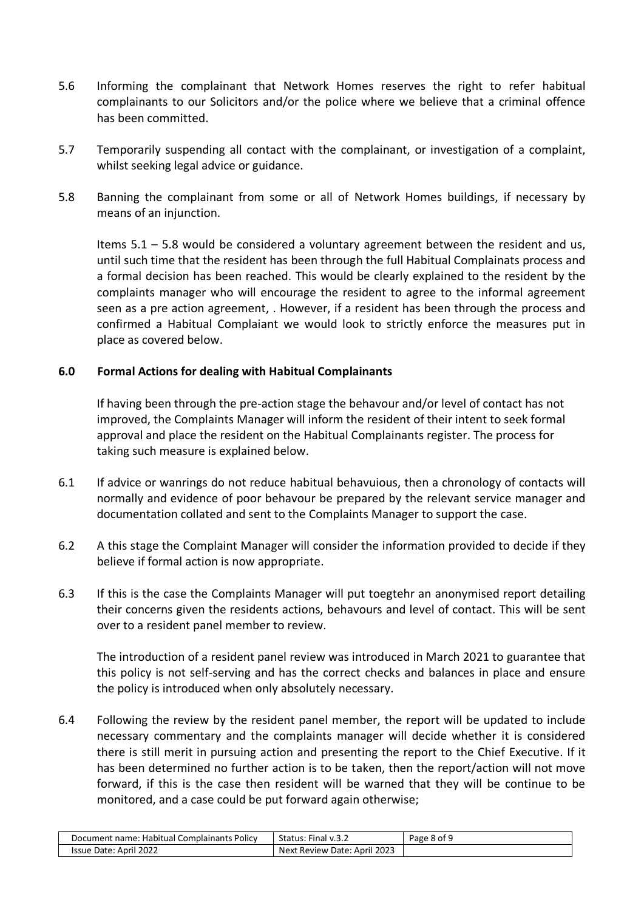5.6 Informing the complainant that Network Homes reserves the right to refer habitual complainants to our Solicitors and/or the police where we believe that a criminal offence has been committed.

5.7 Temporarily suspending all contact with the complainant, or investigation of a complaint, whilst seeking legal advice or guidance.

5.8 Banning the complainant from some or all of Network Homes buildings, if necessary by means of an injunction.

Items 5.1 – 5.8 would be considered a voluntary agreement between the resident and us, until such time that the resident has been through the full Habitual Complainats process and a formal decision has been reached. This would be clearly explained to the resident by the complaints manager who will encourage the resident to agree to the informal agreement seen as a pre action agreement, . However, if a resident has been through the process and confirmed a Habitual Complaiant we would look to strictly enforce the measures put in place as covered below.

## 6.0 Formal Actions for dealing with Habitual Complainants

If having been through the pre-action stage the behavour and/or level of contact has not improved, the Complaints Manager will inform the resident of their intent to seek formal approval and place the resident on the Habitual Complainants register. The process for taking such measure is explained below.

6.1 If advice or wanrings do not reduce habitual behavuious, then a chronology of contacts will normally and evidence of poor behavour be prepared by the relevant service manager and documentation collated and sent to the Complaints Manager to support the case.

6.2 A this stage the Complaint Manager will consider the information provided to decide if they believe if formal action is now appropriate.

6.3 If this is the case the Complaints Manager will put toegtehr an anonymised report detailing their concerns given the residents actions, behavours and level of contact. This will be sent over to a resident panel member to review.

The introduction of a resident panel review was introduced in March 2021 to guarantee that this policy is not self-serving and has the correct checks and balances in place and ensure the policy is introduced when only absolutely necessary.

6.4 Following the review by the resident panel member, the report will be updated to include necessary commentary and the complaints manager will decide whether it is considered there is still merit in pursuing action and presenting the report to the Chief Executive. If it has been determined no further action is to be taken, then the report/action will not move forward, if this is the case then resident will be warned that they will be continue to be monitored, and a case could be put forward again otherwise;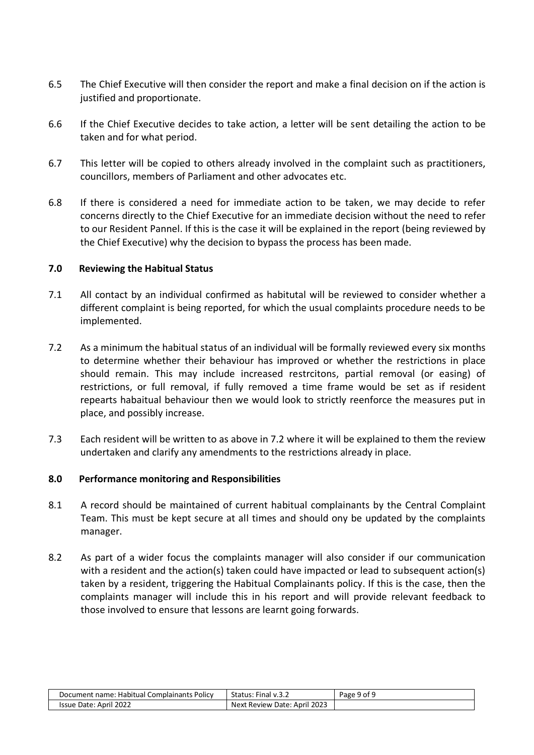6.5 The Chief Executive will then consider the report and make a final decision on if the action is justified and proportionate.

6.6 If the Chief Executive decides to take action, a letter will be sent detailing the action to be taken and for what period.

6.7 This letter will be copied to others already involved in the complaint such as practitioners, councillors, members of Parliament and other advocates etc.

6.8 If there is considered a need for immediate action to be taken, we may decide to refer concerns directly to the Chief Executive for an immediate decision without the need to refer to our Resident Pannel. If this is the case it will be explained in the report (being reviewed by the Chief Executive) why the decision to bypass the process has been made.

## 7.0 Reviewing the Habitual Status

7.1 All contact by an individual confirmed as habitutal will be reviewed to consider whether a different complaint is being reported, for which the usual complaints procedure needs to be implemented.

7.2 As a minimum the habitual status of an individual will be formally reviewed every six months to determine whether their behaviour has improved or whether the restrictions in place should remain. This may include increased restrcitons, partial removal (or easing) of restrictions, or full removal, if fully removed a time frame would be set as if resident repearts habaitual behaviour then we would look to strictly reenforce the measures put in place, and possibly increase.

7.3 Each resident will be written to as above in 7.2 where it will be explained to them the review undertaken and clarify any amendments to the restrictions already in place.

## 8.0 Performance monitoring and Responsibilities

8.1 A record should be maintained of current habitual complainants by the Central Complaint Team. This must be kept secure at all times and should ony be updated by the complaints manager.

8.2 As part of a wider focus the complaints manager will also consider if our communication with a resident and the action(s) taken could have impacted or lead to subsequent action(s) taken by a resident, triggering the Habitual Complainants policy. If this is the case, then the complaints manager will include this in his report and will provide relevant feedback to those involved to ensure that lessons are learnt going forwards.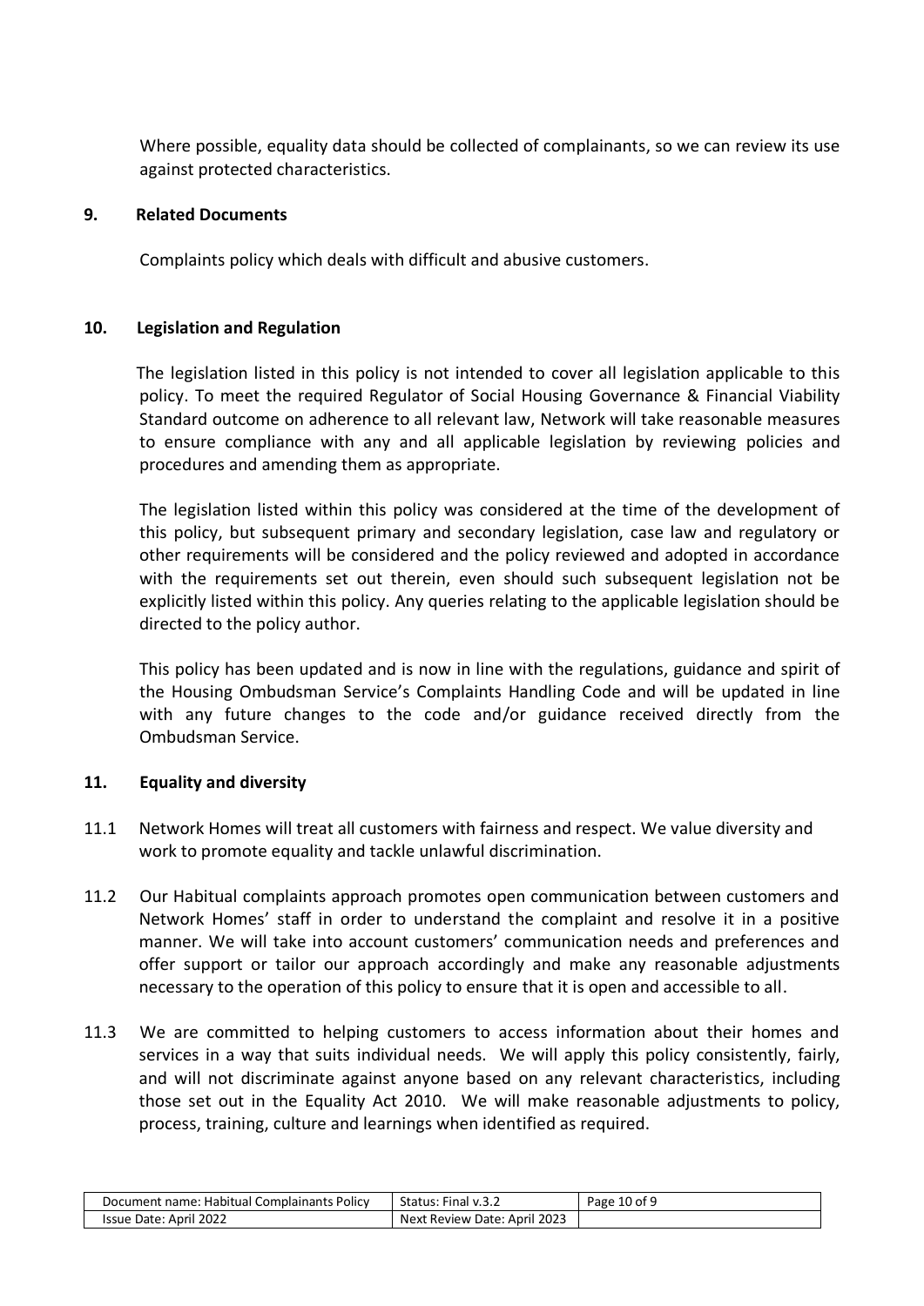Where possible, equality data should be collected of complainants, so we can review its use against protected characteristics.

## 9. Related Documents

Complaints policy which deals with difficult and abusive customers.

## 10. Legislation and Regulation

The legislation listed in this policy is not intended to cover all legislation applicable to this policy. To meet the required Regulator of Social Housing Governance & Financial Viability Standard outcome on adherence to all relevant law, Network will take reasonable measures to ensure compliance with any and all applicable legislation by reviewing policies and procedures and amending them as appropriate.

The legislation listed within this policy was considered at the time of the development of this policy, but subsequent primary and secondary legislation, case law and regulatory or other requirements will be considered and the policy reviewed and adopted in accordance with the requirements set out therein, even should such subsequent legislation not be explicitly listed within this policy. Any queries relating to the applicable legislation should be directed to the policy author.

This policy has been updated and is now in line with the regulations, guidance and spirit of the Housing Ombudsman Service's Complaints Handling Code and will be updated in line with any future changes to the code and/or guidance received directly from the Ombudsman Service.

## 11. Equality and diversity

11.1 Network Homes will treat all customers with fairness and respect. We value diversity and work to promote equality and tackle unlawful discrimination.

11.2 Our Habitual complaints approach promotes open communication between customers and Network Homes' staff in order to understand the complaint and resolve it in a positive manner. We will take into account customers' communication needs and preferences and offer support or tailor our approach accordingly and make any reasonable adjustments necessary to the operation of this policy to ensure that it is open and accessible to all.

11.3 We are committed to helping customers to access information about their homes and services in a way that suits individual needs. We will apply this policy consistently, fairly, and will not discriminate against anyone based on any relevant characteristics, including those set out in the Equality Act 2010. We will make reasonable adjustments to policy, process, training, culture and learnings when identified as required.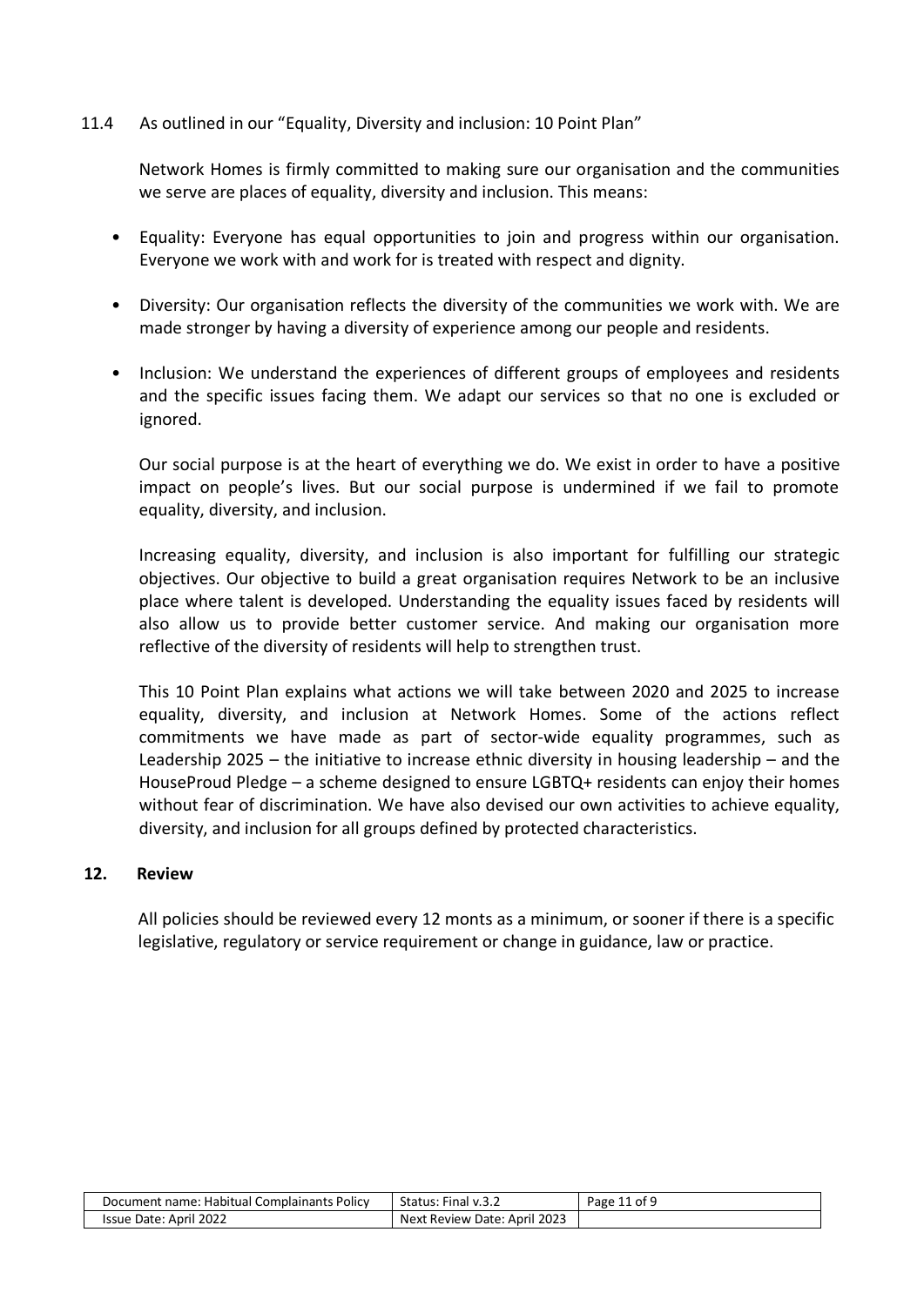11.4 As outlined in our "Equality, Diversity and inclusion: 10 Point Plan"

Network Homes is firmly committed to making sure our organisation and the communities we serve are places of equality, diversity and inclusion. This means:

- Equality: Everyone has equal opportunities to join and progress within our organisation. Everyone we work with and work for is treated with respect and dignity.
- Diversity: Our organisation reflects the diversity of the communities we work with. We are made stronger by having a diversity of experience among our people and residents.
- Inclusion: We understand the experiences of different groups of employees and residents and the specific issues facing them. We adapt our services so that no one is excluded or ignored.

Our social purpose is at the heart of everything we do. We exist in order to have a positive impact on people's lives. But our social purpose is undermined if we fail to promote equality, diversity, and inclusion.

Increasing equality, diversity, and inclusion is also important for fulfilling our strategic objectives. Our objective to build a great organisation requires Network to be an inclusive place where talent is developed. Understanding the equality issues faced by residents will also allow us to provide better customer service. And making our organisation more reflective of the diversity of residents will help to strengthen trust.

This 10 Point Plan explains what actions we will take between 2020 and 2025 to increase equality, diversity, and inclusion at Network Homes. Some of the actions reflect commitments we have made as part of sector-wide equality programmes, such as Leadership 2025 – the initiative to increase ethnic diversity in housing leadership – and the HouseProud Pledge – a scheme designed to ensure LGBTQ+ residents can enjoy their homes without fear of discrimination. We have also devised our own activities to achieve equality, diversity, and inclusion for all groups defined by protected characteristics.

## 12. Review

All policies should be reviewed every 12 monts as a minimum, or sooner if there is a specific legislative, regulatory or service requirement or change in guidance, law or practice.